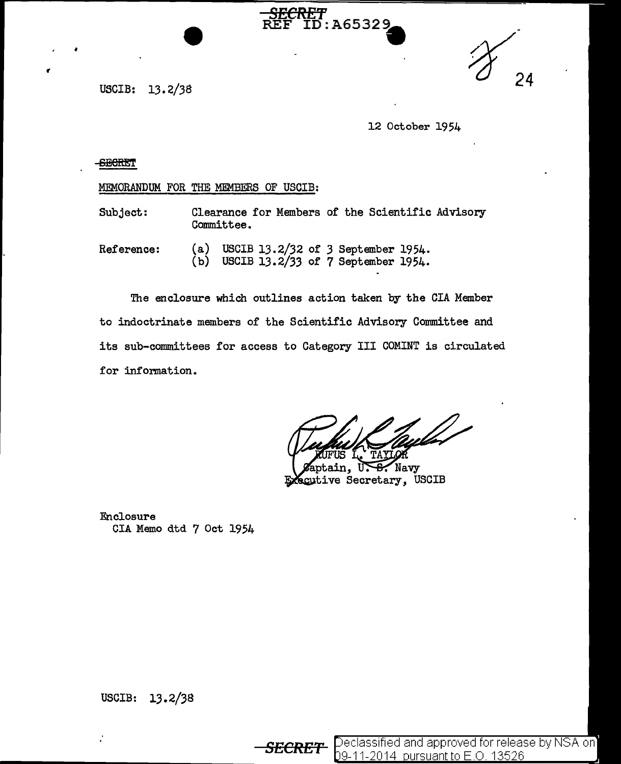SECRET
REF ID:A65329

USCIB: 13.2/38

24

12 October 1954

SECRET

MEMORANDUM FOR THE MEMBERS OF USCIB:

Subject: Clearance for Members of the Scientific Advisory Committee.

Reference: (a) USCIB 13.2/32 of 3 September 1954.
(b) USCIB 13.2/33 of 7 September 1954.

The enclosure which outlines action taken by the CIA Member to indoctrinate members of the Scientific Advisory Committee and its sub-committees for access to Category III COMINT is circulated for information.

RUFUS L. TAYLOR
Captain, U. S. Navy
Executive Secretary, USCIB

Enclosure
CIA Memo dtd 7 Oct 1954

USCIB: 13.2/38

SECRET

Declassified and approved for release by NSA on 09-11-2014 pursuant to E.O. 13526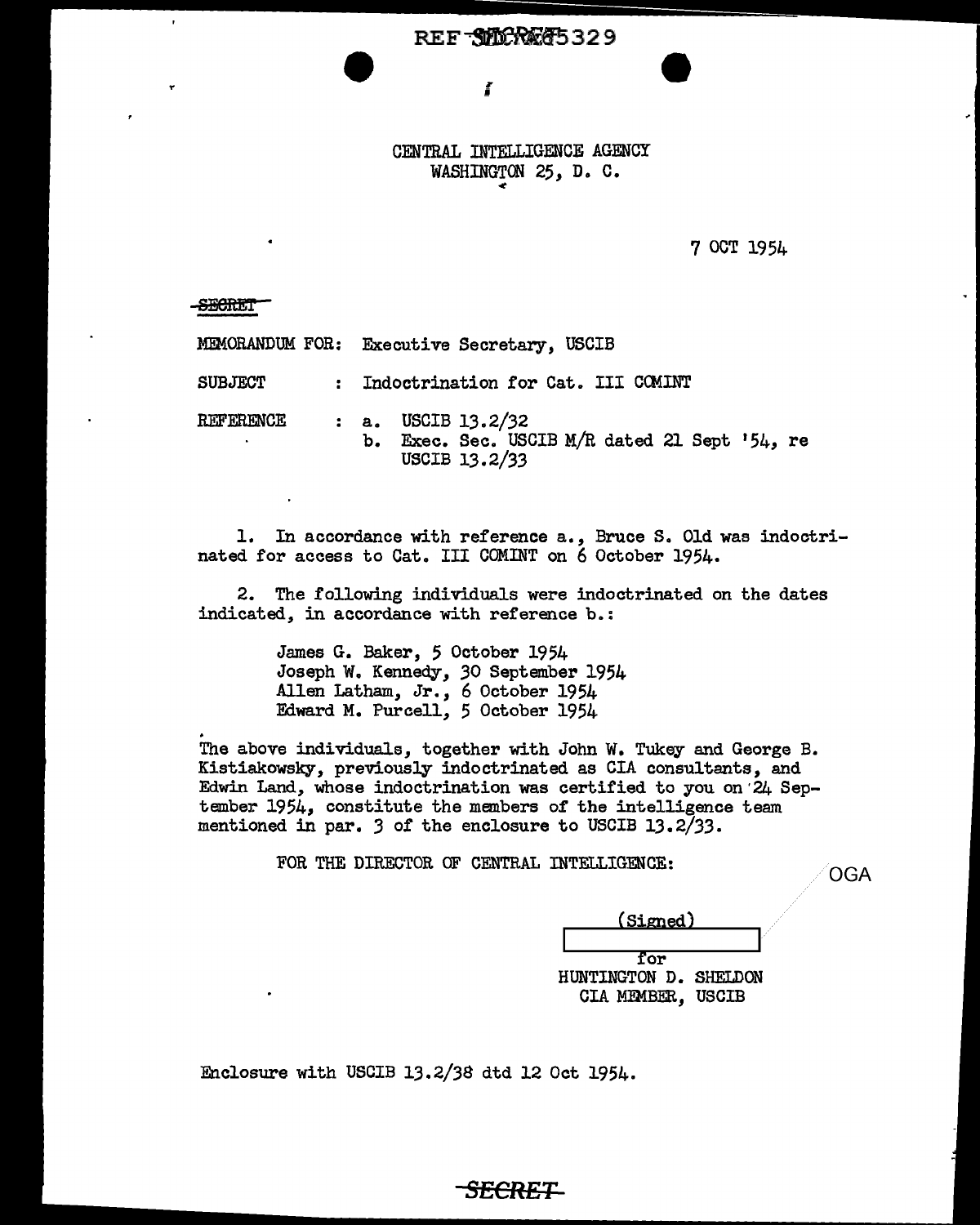REF ~~SECRET~~5329

CENTRAL INTELLIGENCE AGENCY
WASHINGTON 25, D. C.

7 OCT 1954

~~SECRET~~

MEMORANDUM FOR: Executive Secretary, USCIB

SUBJECT : Indoctrination for Cat. III COMINT

REFERENCE : a. USCIB 13.2/32
b. Exec. Sec. USCIB M/R dated 21 Sept '54, re USCIB 13.2/33

1. In accordance with reference a., Bruce S. Old was indoctrinated for access to Cat. III COMINT on 6 October 1954.

2. The following individuals were indoctrinated on the dates indicated, in accordance with reference b.:

James G. Baker, 5 October 1954
Joseph W. Kennedy, 30 September 1954
Allen Latham, Jr., 6 October 1954
Edward M. Purcell, 5 October 1954

The above individuals, together with John W. Tukey and George B. Kistiakowsky, previously indoctrinated as CIA consultants, and Edwin Land, whose indoctrination was certified to you on 24 September 1954, constitute the members of the intelligence team mentioned in par. 3 of the enclosure to USCIB 13.2/33.

FOR THE DIRECTOR OF CENTRAL INTELLIGENCE:

OGA

(Signed)
[redacted]
for
HUNTINGTON D. SHELDON
CIA MEMBER, USCIB

Enclosure with USCIB 13.2/38 dtd 12 Oct 1954.

~~SECRET~~